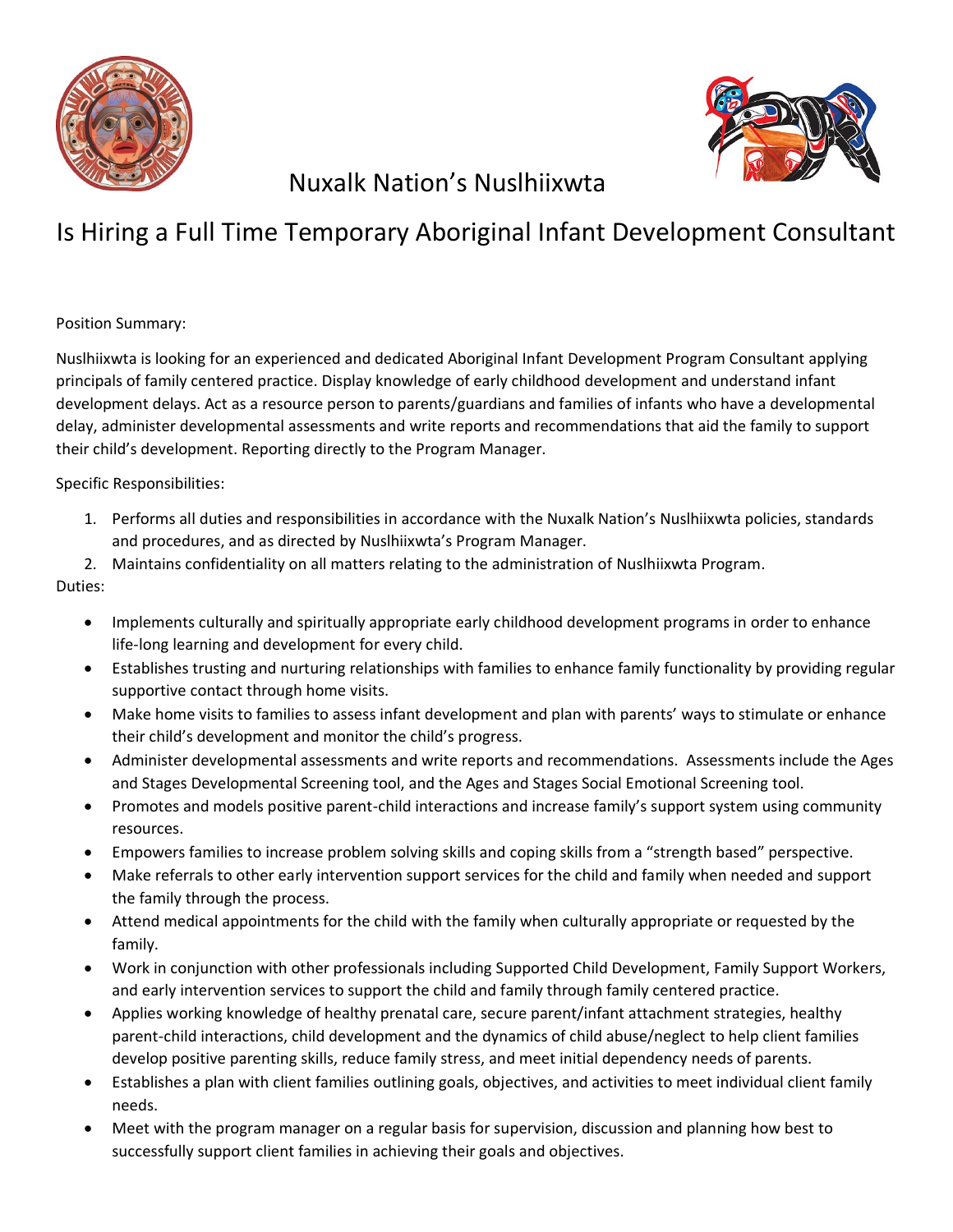# Nuxalk Nation's Nuslhiixwta

## Is Hiring a Full Time Temporary Aboriginal Infant Development Consultant

Position Summary:

Nuslhiixwta is looking for an experienced and dedicated Aboriginal Infant Development Program Consultant applying principals of family centered practice. Display knowledge of early childhood development and understand infant development delays. Act as a resource person to parents/guardians and families of infants who have a developmental delay, administer developmental assessments and write reports and recommendations that aid the family to support their child's development. Reporting directly to the Program Manager.

Specific Responsibilities:

1. Performs all duties and responsibilities in accordance with the Nuxalk Nation's Nuslhiixwta policies, standards and procedures, and as directed by Nuslhiixwta's Program Manager.
2. Maintains confidentiality on all matters relating to the administration of Nuslhiixwta Program.

Duties:

- Implements culturally and spiritually appropriate early childhood development programs in order to enhance life-long learning and development for every child.
- Establishes trusting and nurturing relationships with families to enhance family functionality by providing regular supportive contact through home visits.
- Make home visits to families to assess infant development and plan with parents' ways to stimulate or enhance their child's development and monitor the child's progress.
- Administer developmental assessments and write reports and recommendations. Assessments include the Ages and Stages Developmental Screening tool, and the Ages and Stages Social Emotional Screening tool.
- Promotes and models positive parent-child interactions and increase family's support system using community resources.
- Empowers families to increase problem solving skills and coping skills from a "strength based" perspective.
- Make referrals to other early intervention support services for the child and family when needed and support the family through the process.
- Attend medical appointments for the child with the family when culturally appropriate or requested by the family.
- Work in conjunction with other professionals including Supported Child Development, Family Support Workers, and early intervention services to support the child and family through family centered practice.
- Applies working knowledge of healthy prenatal care, secure parent/infant attachment strategies, healthy parent-child interactions, child development and the dynamics of child abuse/neglect to help client families develop positive parenting skills, reduce family stress, and meet initial dependency needs of parents.
- Establishes a plan with client families outlining goals, objectives, and activities to meet individual client family needs.
- Meet with the program manager on a regular basis for supervision, discussion and planning how best to successfully support client families in achieving their goals and objectives.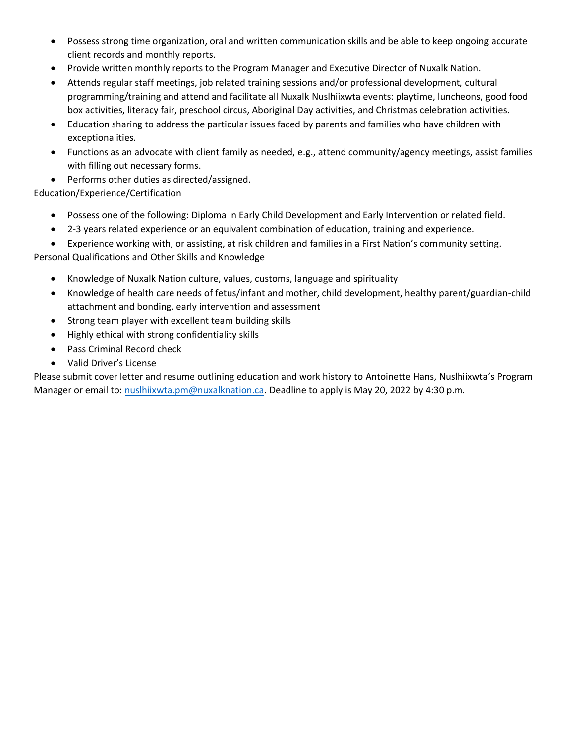- Possess strong time organization, oral and written communication skills and be able to keep ongoing accurate client records and monthly reports.
- Provide written monthly reports to the Program Manager and Executive Director of Nuxalk Nation.
- Attends regular staff meetings, job related training sessions and/or professional development, cultural programming/training and attend and facilitate all Nuxalk Nuslhiixwta events: playtime, luncheons, good food box activities, literacy fair, preschool circus, Aboriginal Day activities, and Christmas celebration activities.
- Education sharing to address the particular issues faced by parents and families who have children with exceptionalities.
- Functions as an advocate with client family as needed, e.g., attend community/agency meetings, assist families with filling out necessary forms.
- Performs other duties as directed/assigned.

Education/Experience/Certification

- Possess one of the following: Diploma in Early Child Development and Early Intervention or related field.
- 2-3 years related experience or an equivalent combination of education, training and experience.
- Experience working with, or assisting, at risk children and families in a First Nation's community setting.

Personal Qualifications and Other Skills and Knowledge

- Knowledge of Nuxalk Nation culture, values, customs, language and spirituality
- Knowledge of health care needs of fetus/infant and mother, child development, healthy parent/guardian-child attachment and bonding, early intervention and assessment
- Strong team player with excellent team building skills
- Highly ethical with strong confidentiality skills
- Pass Criminal Record check
- Valid Driver's License

Please submit cover letter and resume outlining education and work history to Antoinette Hans, Nuslhiixwta's Program Manager or email to: nuslhiixwta.pm@nuxalknation.ca. Deadline to apply is May 20, 2022 by 4:30 p.m.